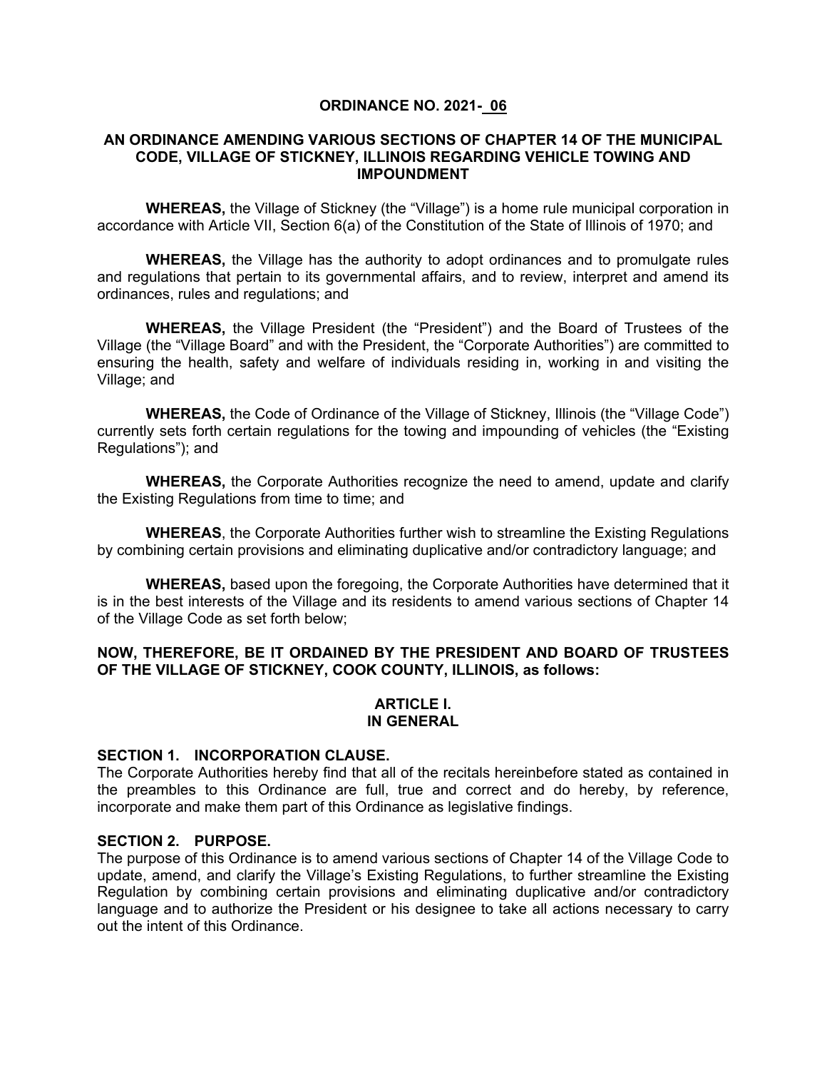# ORDINANCE NO. 2021- 06

## AN ORDINANCE AMENDING VARIOUS SECTIONS OF CHAPTER 14 OF THE MUNICIPAL CODE, VILLAGE OF STICKNEY, ILLINOIS REGARDING VEHICLE TOWING AND IMPOUNDMENT

**WHEREAS,** the Village of Stickney (the "Village") is a home rule municipal corporation in accordance with Article VII, Section 6(a) of the Constitution of the State of Illinois of 1970; and

**WHEREAS,** the Village has the authority to adopt ordinances and to promulgate rules and regulations that pertain to its governmental affairs, and to review, interpret and amend its ordinances, rules and regulations; and

**WHEREAS,** the Village President (the "President") and the Board of Trustees of the Village (the "Village Board" and with the President, the "Corporate Authorities") are committed to ensuring the health, safety and welfare of individuals residing in, working in and visiting the Village; and

**WHEREAS,** the Code of Ordinance of the Village of Stickney, Illinois (the "Village Code") currently sets forth certain regulations for the towing and impounding of vehicles (the "Existing Regulations"); and

**WHEREAS,** the Corporate Authorities recognize the need to amend, update and clarify the Existing Regulations from time to time; and

**WHEREAS**, the Corporate Authorities further wish to streamline the Existing Regulations by combining certain provisions and eliminating duplicative and/or contradictory language; and

**WHEREAS,** based upon the foregoing, the Corporate Authorities have determined that it is in the best interests of the Village and its residents to amend various sections of Chapter 14 of the Village Code as set forth below;

**NOW, THEREFORE, BE IT ORDAINED BY THE PRESIDENT AND BOARD OF TRUSTEES OF THE VILLAGE OF STICKNEY, COOK COUNTY, ILLINOIS, as follows:**

## ARTICLE I.
## IN GENERAL

### SECTION 1. INCORPORATION CLAUSE.

The Corporate Authorities hereby find that all of the recitals hereinbefore stated as contained in the preambles to this Ordinance are full, true and correct and do hereby, by reference, incorporate and make them part of this Ordinance as legislative findings.

### SECTION 2. PURPOSE.

The purpose of this Ordinance is to amend various sections of Chapter 14 of the Village Code to update, amend, and clarify the Village's Existing Regulations, to further streamline the Existing Regulation by combining certain provisions and eliminating duplicative and/or contradictory language and to authorize the President or his designee to take all actions necessary to carry out the intent of this Ordinance.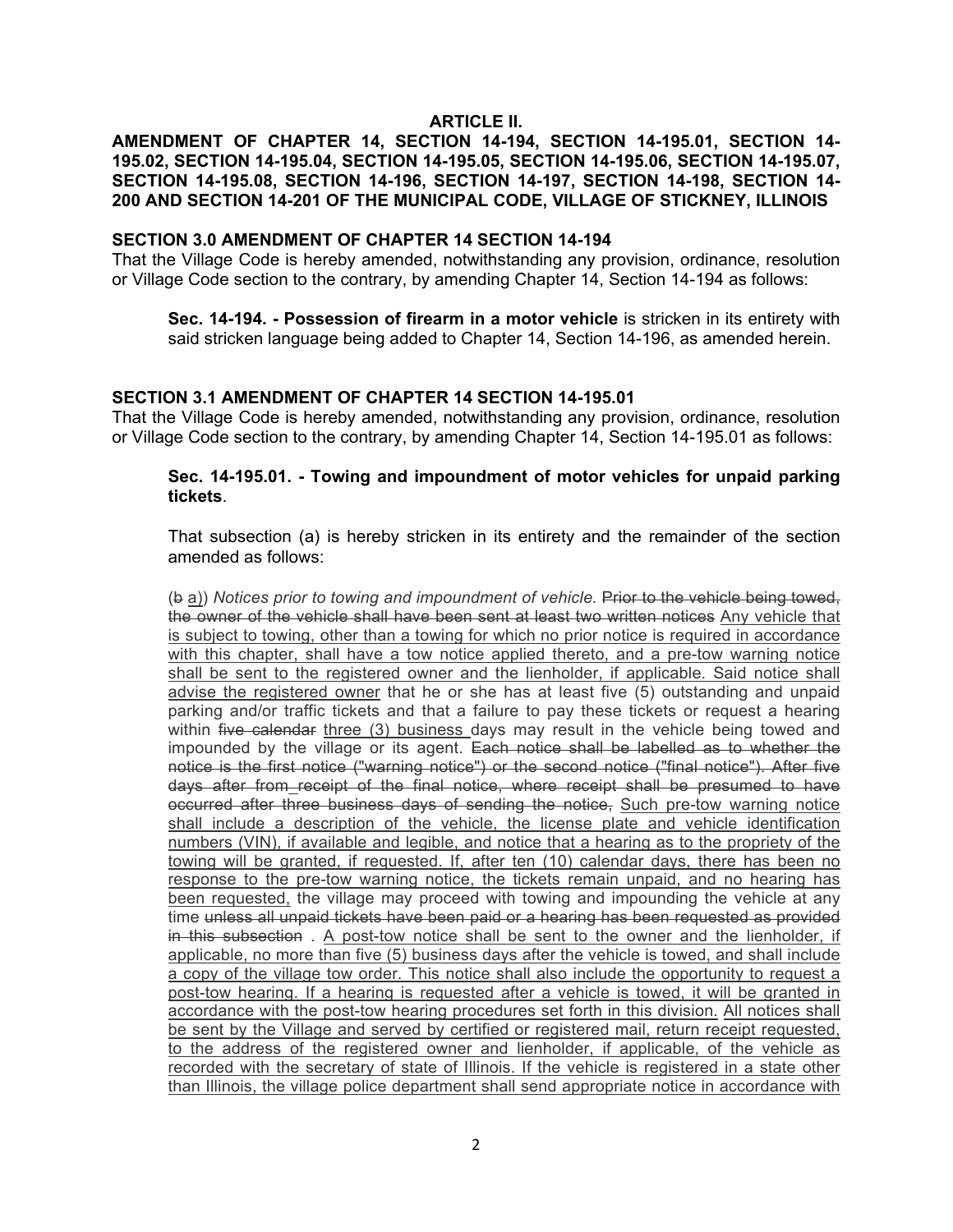**ARTICLE II.**

**AMENDMENT OF CHAPTER 14, SECTION 14-194, SECTION 14-195.01, SECTION 14-195.02, SECTION 14-195.04, SECTION 14-195.05, SECTION 14-195.06, SECTION 14-195.07, SECTION 14-195.08, SECTION 14-196, SECTION 14-197, SECTION 14-198, SECTION 14-200 AND SECTION 14-201 OF THE MUNICIPAL CODE, VILLAGE OF STICKNEY, ILLINOIS**

**SECTION 3.0 AMENDMENT OF CHAPTER 14 SECTION 14-194**

That the Village Code is hereby amended, notwithstanding any provision, ordinance, resolution or Village Code section to the contrary, by amending Chapter 14, Section 14-194 as follows:

> **Sec. 14-194. - Possession of firearm in a motor vehicle** is stricken in its entirety with said stricken language being added to Chapter 14, Section 14-196, as amended herein.

**SECTION 3.1 AMENDMENT OF CHAPTER 14 SECTION 14-195.01**

That the Village Code is hereby amended, notwithstanding any provision, ordinance, resolution or Village Code section to the contrary, by amending Chapter 14, Section 14-195.01 as follows:

> **Sec. 14-195.01. - Towing and impoundment of motor vehicles for unpaid parking tickets**.
>
> That subsection (a) is hereby stricken in its entirety and the remainder of the section amended as follows:
>
> (~~b~~ <u>a)</u>) *Notices prior to towing and impoundment of vehicle.* ~~Prior to the vehicle being towed, the owner of the vehicle shall have been sent at least two written notices~~ <u>Any vehicle that is subject to towing, other than a towing for which no prior notice is required in accordance with this chapter, shall have a tow notice applied thereto, and a pre-tow warning notice shall be sent to the registered owner and the lienholder, if applicable. Said notice shall advise the registered owner</u> that he or she has at least five (5) outstanding and unpaid parking and/or traffic tickets and that a failure to pay these tickets or request a hearing within ~~five calendar~~ <u>three (3) business</u> days may result in the vehicle being towed and impounded by the village or its agent. ~~Each notice shall be labelled as to whether the notice is the first notice ("warning notice") or the second notice ("final notice"). After five days after from receipt of the final notice, where receipt shall be presumed to have occurred after three business days of sending the notice,~~ <u>Such pre-tow warning notice shall include a description of the vehicle, the license plate and vehicle identification numbers (VIN), if available and legible, and notice that a hearing as to the propriety of the towing will be granted, if requested. If, after ten (10) calendar days, there has been no response to the pre-tow warning notice, the tickets remain unpaid, and no hearing has been requested,</u> the village may proceed with towing and impounding the vehicle at any time ~~unless all unpaid tickets have been paid or a hearing has been requested as provided in this subsection~~ . <u>A post-tow notice shall be sent to the owner and the lienholder, if applicable, no more than five (5) business days after the vehicle is towed, and shall include a copy of the village tow order. This notice shall also include the opportunity to request a post-tow hearing. If a hearing is requested after a vehicle is towed, it will be granted in accordance with the post-tow hearing procedures set forth in this division.</u> <u>All notices shall be sent by the Village and served by certified or registered mail, return receipt requested, to the address of the registered owner and lienholder, if applicable, of the vehicle as recorded with the secretary of state of Illinois. If the vehicle is registered in a state other than Illinois, the village police department shall send appropriate notice in accordance with</u>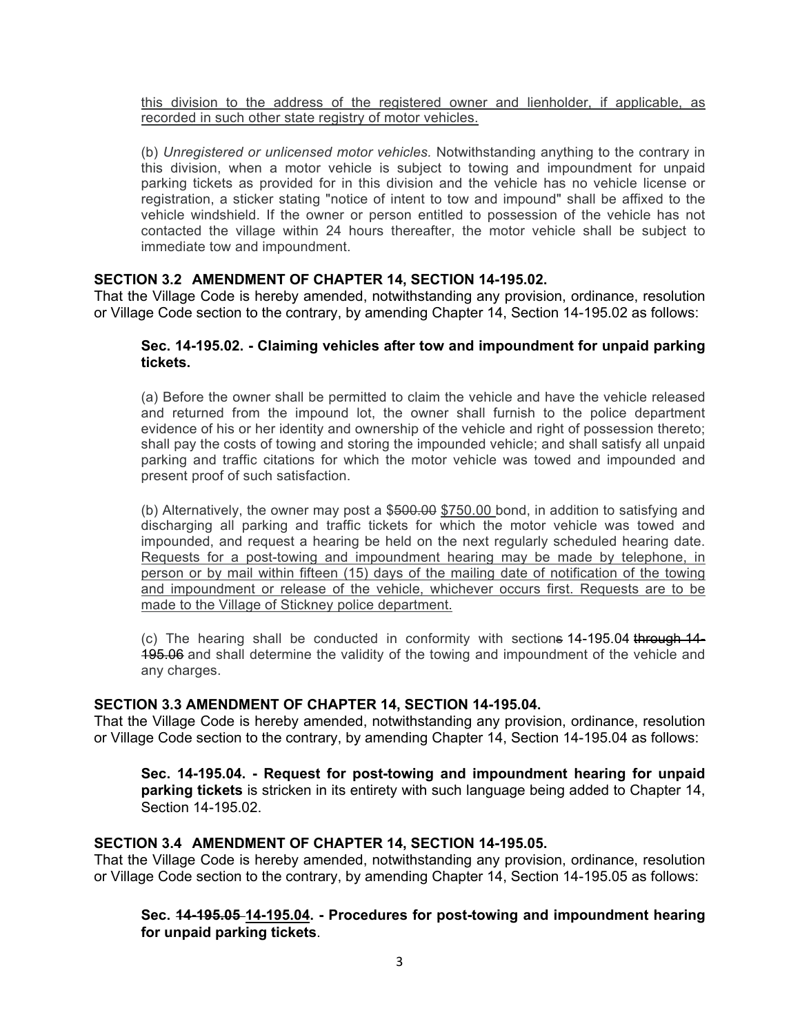<u>this division to the address of the registered owner and lienholder, if applicable, as recorded in such other state registry of motor vehicles.</u>

(b) *Unregistered or unlicensed motor vehicles.* Notwithstanding anything to the contrary in this division, when a motor vehicle is subject to towing and impoundment for unpaid parking tickets as provided for in this division and the vehicle has no vehicle license or registration, a sticker stating "notice of intent to tow and impound" shall be affixed to the vehicle windshield. If the owner or person entitled to possession of the vehicle has not contacted the village within 24 hours thereafter, the motor vehicle shall be subject to immediate tow and impoundment.

**SECTION 3.2 AMENDMENT OF CHAPTER 14, SECTION 14-195.02.**

That the Village Code is hereby amended, notwithstanding any provision, ordinance, resolution or Village Code section to the contrary, by amending Chapter 14, Section 14-195.02 as follows:

**Sec. 14-195.02. - Claiming vehicles after tow and impoundment for unpaid parking tickets.**

(a) Before the owner shall be permitted to claim the vehicle and have the vehicle released and returned from the impound lot, the owner shall furnish to the police department evidence of his or her identity and ownership of the vehicle and right of possession thereto; shall pay the costs of towing and storing the impounded vehicle; and shall satisfy all unpaid parking and traffic citations for which the motor vehicle was towed and impounded and present proof of such satisfaction.

(b) Alternatively, the owner may post a $~~500.00~~ <u>$750.00</u> bond, in addition to satisfying and discharging all parking and traffic tickets for which the motor vehicle was towed and impounded, and request a hearing be held on the next regularly scheduled hearing date. <u>Requests for a post-towing and impoundment hearing may be made by telephone, in person or by mail within fifteen (15) days of the mailing date of notification of the towing and impoundment or release of the vehicle, whichever occurs first. Requests are to be made to the Village of Stickney police department.</u>

(c) The hearing shall be conducted in conformity with section~~s~~ 14-195.04 ~~through 14-195.06~~ and shall determine the validity of the towing and impoundment of the vehicle and any charges.

**SECTION 3.3 AMENDMENT OF CHAPTER 14, SECTION 14-195.04.**

That the Village Code is hereby amended, notwithstanding any provision, ordinance, resolution or Village Code section to the contrary, by amending Chapter 14, Section 14-195.04 as follows:

**Sec. 14-195.04. - Request for post-towing and impoundment hearing for unpaid parking tickets** is stricken in its entirety with such language being added to Chapter 14, Section 14-195.02.

**SECTION 3.4 AMENDMENT OF CHAPTER 14, SECTION 14-195.05.**

That the Village Code is hereby amended, notwithstanding any provision, ordinance, resolution or Village Code section to the contrary, by amending Chapter 14, Section 14-195.05 as follows:

**Sec. ~~14-195.05~~ <u>14-195.04</u>. - Procedures for post-towing and impoundment hearing for unpaid parking tickets**.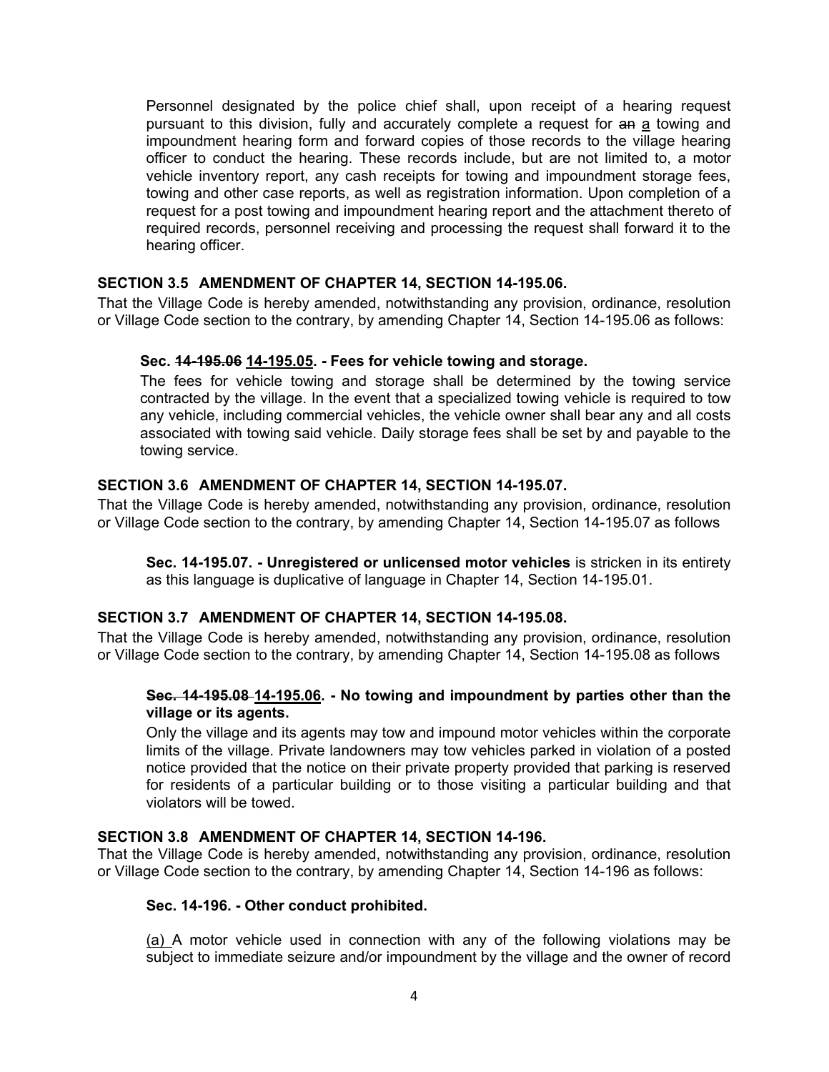Personnel designated by the police chief shall, upon receipt of a hearing request pursuant to this division, fully and accurately complete a request for ~~an~~ a towing and impoundment hearing form and forward copies of those records to the village hearing officer to conduct the hearing. These records include, but are not limited to, a motor vehicle inventory report, any cash receipts for towing and impoundment storage fees, towing and other case reports, as well as registration information. Upon completion of a request for a post towing and impoundment hearing report and the attachment thereto of required records, personnel receiving and processing the request shall forward it to the hearing officer.

### SECTION 3.5 AMENDMENT OF CHAPTER 14, SECTION 14-195.06.

That the Village Code is hereby amended, notwithstanding any provision, ordinance, resolution or Village Code section to the contrary, by amending Chapter 14, Section 14-195.06 as follows:

**Sec. ~~14-195.06~~ <u>14-195.05</u>. - Fees for vehicle towing and storage.**

The fees for vehicle towing and storage shall be determined by the towing service contracted by the village. In the event that a specialized towing vehicle is required to tow any vehicle, including commercial vehicles, the vehicle owner shall bear any and all costs associated with towing said vehicle. Daily storage fees shall be set by and payable to the towing service.

### SECTION 3.6 AMENDMENT OF CHAPTER 14, SECTION 14-195.07.

That the Village Code is hereby amended, notwithstanding any provision, ordinance, resolution or Village Code section to the contrary, by amending Chapter 14, Section 14-195.07 as follows

**Sec. 14-195.07. - Unregistered or unlicensed motor vehicles** is stricken in its entirety as this language is duplicative of language in Chapter 14, Section 14-195.01.

### SECTION 3.7 AMENDMENT OF CHAPTER 14, SECTION 14-195.08.

That the Village Code is hereby amended, notwithstanding any provision, ordinance, resolution or Village Code section to the contrary, by amending Chapter 14, Section 14-195.08 as follows

**~~Sec. 14-195.08~~ <u>14-195.06</u>. - No towing and impoundment by parties other than the village or its agents.**

Only the village and its agents may tow and impound motor vehicles within the corporate limits of the village. Private landowners may tow vehicles parked in violation of a posted notice provided that the notice on their private property provided that parking is reserved for residents of a particular building or to those visiting a particular building and that violators will be towed.

### SECTION 3.8 AMENDMENT OF CHAPTER 14, SECTION 14-196.

That the Village Code is hereby amended, notwithstanding any provision, ordinance, resolution or Village Code section to the contrary, by amending Chapter 14, Section 14-196 as follows:

**Sec. 14-196. - Other conduct prohibited.**

<u>(a)</u> A motor vehicle used in connection with any of the following violations may be subject to immediate seizure and/or impoundment by the village and the owner of record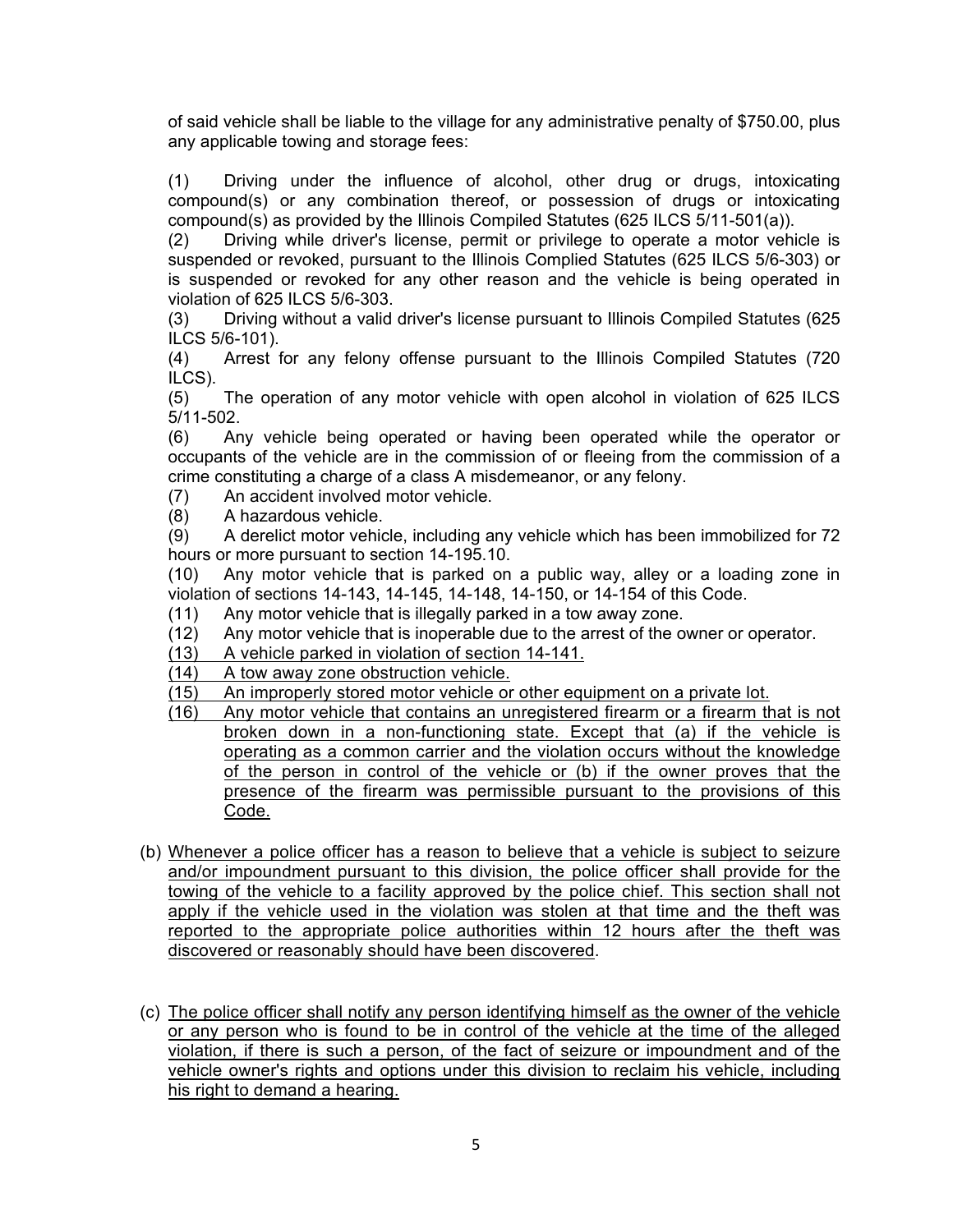of said vehicle shall be liable to the village for any administrative penalty of $750.00, plus any applicable towing and storage fees:

(1) Driving under the influence of alcohol, other drug or drugs, intoxicating compound(s) or any combination thereof, or possession of drugs or intoxicating compound(s) as provided by the Illinois Compiled Statutes (625 ILCS 5/11-501(a)).

(2) Driving while driver's license, permit or privilege to operate a motor vehicle is suspended or revoked, pursuant to the Illinois Complied Statutes (625 ILCS 5/6-303) or is suspended or revoked for any other reason and the vehicle is being operated in violation of 625 ILCS 5/6-303.

(3) Driving without a valid driver's license pursuant to Illinois Compiled Statutes (625 ILCS 5/6-101).

(4) Arrest for any felony offense pursuant to the Illinois Compiled Statutes (720 ILCS).

(5) The operation of any motor vehicle with open alcohol in violation of 625 ILCS 5/11-502.

(6) Any vehicle being operated or having been operated while the operator or occupants of the vehicle are in the commission of or fleeing from the commission of a crime constituting a charge of a class A misdemeanor, or any felony.

(7) An accident involved motor vehicle.

(8) A hazardous vehicle.

(9) A derelict motor vehicle, including any vehicle which has been immobilized for 72 hours or more pursuant to section 14-195.10.

(10) Any motor vehicle that is parked on a public way, alley or a loading zone in violation of sections 14-143, 14-145, 14-148, 14-150, or 14-154 of this Code.

(11) Any motor vehicle that is illegally parked in a tow away zone.

(12) Any motor vehicle that is inoperable due to the arrest of the owner or operator.

(13) A vehicle parked in violation of section 14-141.

(14) A tow away zone obstruction vehicle.

(15) An improperly stored motor vehicle or other equipment on a private lot.

(16) Any motor vehicle that contains an unregistered firearm or a firearm that is not broken down in a non-functioning state. Except that (a) if the vehicle is operating as a common carrier and the violation occurs without the knowledge of the person in control of the vehicle or (b) if the owner proves that the presence of the firearm was permissible pursuant to the provisions of this Code.

(b) Whenever a police officer has a reason to believe that a vehicle is subject to seizure and/or impoundment pursuant to this division, the police officer shall provide for the towing of the vehicle to a facility approved by the police chief. This section shall not apply if the vehicle used in the violation was stolen at that time and the theft was reported to the appropriate police authorities within 12 hours after the theft was discovered or reasonably should have been discovered.

(c) The police officer shall notify any person identifying himself as the owner of the vehicle or any person who is found to be in control of the vehicle at the time of the alleged violation, if there is such a person, of the fact of seizure or impoundment and of the vehicle owner's rights and options under this division to reclaim his vehicle, including his right to demand a hearing.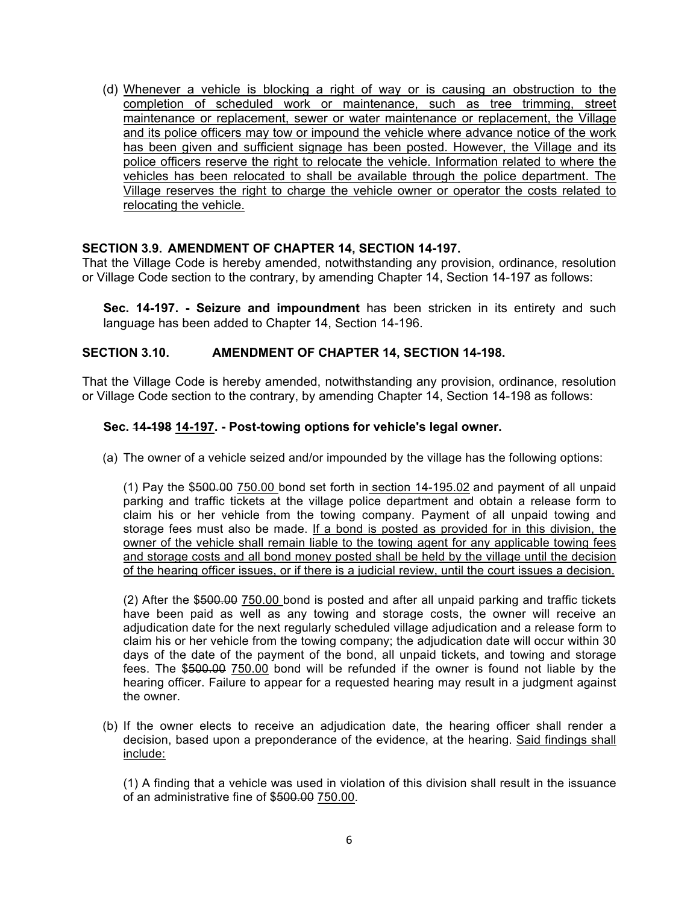(d) Whenever a vehicle is blocking a right of way or is causing an obstruction to the completion of scheduled work or maintenance, such as tree trimming, street maintenance or replacement, sewer or water maintenance or replacement, the Village and its police officers may tow or impound the vehicle where advance notice of the work has been given and sufficient signage has been posted. However, the Village and its police officers reserve the right to relocate the vehicle. Information related to where the vehicles has been relocated to shall be available through the police department. The Village reserves the right to charge the vehicle owner or operator the costs related to relocating the vehicle.

**SECTION 3.9. AMENDMENT OF CHAPTER 14, SECTION 14-197.**

That the Village Code is hereby amended, notwithstanding any provision, ordinance, resolution or Village Code section to the contrary, by amending Chapter 14, Section 14-197 as follows:

**Sec. 14-197. - Seizure and impoundment** has been stricken in its entirety and such language has been added to Chapter 14, Section 14-196.

**SECTION 3.10. AMENDMENT OF CHAPTER 14, SECTION 14-198.**

That the Village Code is hereby amended, notwithstanding any provision, ordinance, resolution or Village Code section to the contrary, by amending Chapter 14, Section 14-198 as follows:

**Sec. ~~14-198~~ 14-197. - Post-towing options for vehicle's legal owner.**

(a) The owner of a vehicle seized and/or impounded by the village has the following options:

(1) Pay the $~~500.00~~ 750.00 bond set forth in section 14-195.02 and payment of all unpaid parking and traffic tickets at the village police department and obtain a release form to claim his or her vehicle from the towing company. Payment of all unpaid towing and storage fees must also be made. If a bond is posted as provided for in this division, the owner of the vehicle shall remain liable to the towing agent for any applicable towing fees and storage costs and all bond money posted shall be held by the village until the decision of the hearing officer issues, or if there is a judicial review, until the court issues a decision.

(2) After the $~~500.00~~ 750.00 bond is posted and after all unpaid parking and traffic tickets have been paid as well as any towing and storage costs, the owner will receive an adjudication date for the next regularly scheduled village adjudication and a release form to claim his or her vehicle from the towing company; the adjudication date will occur within 30 days of the date of the payment of the bond, all unpaid tickets, and towing and storage fees. The $~~500.00~~ 750.00 bond will be refunded if the owner is found not liable by the hearing officer. Failure to appear for a requested hearing may result in a judgment against the owner.

(b) If the owner elects to receive an adjudication date, the hearing officer shall render a decision, based upon a preponderance of the evidence, at the hearing. Said findings shall include:

(1) A finding that a vehicle was used in violation of this division shall result in the issuance of an administrative fine of $~~500.00~~ 750.00.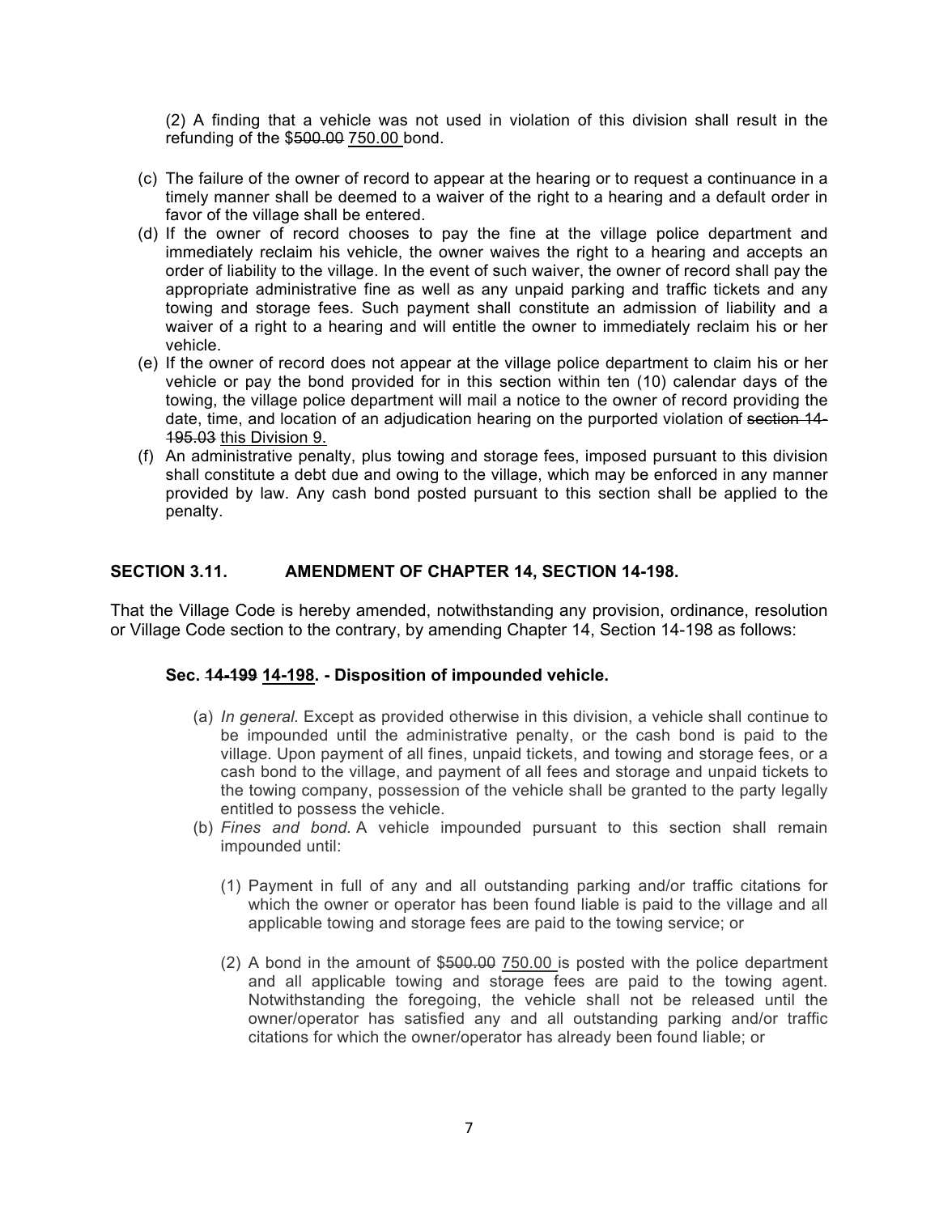(2) A finding that a vehicle was not used in violation of this division shall result in the refunding of the $~~500.00~~ <u>750.00</u> bond.

(c) The failure of the owner of record to appear at the hearing or to request a continuance in a timely manner shall be deemed to a waiver of the right to a hearing and a default order in favor of the village shall be entered.

(d) If the owner of record chooses to pay the fine at the village police department and immediately reclaim his vehicle, the owner waives the right to a hearing and accepts an order of liability to the village. In the event of such waiver, the owner of record shall pay the appropriate administrative fine as well as any unpaid parking and traffic tickets and any towing and storage fees. Such payment shall constitute an admission of liability and a waiver of a right to a hearing and will entitle the owner to immediately reclaim his or her vehicle.

(e) If the owner of record does not appear at the village police department to claim his or her vehicle or pay the bond provided for in this section within ten (10) calendar days of the towing, the village police department will mail a notice to the owner of record providing the date, time, and location of an adjudication hearing on the purported violation of ~~section 14-195.03~~ <u>this Division 9.</u>

(f) An administrative penalty, plus towing and storage fees, imposed pursuant to this division shall constitute a debt due and owing to the village, which may be enforced in any manner provided by law. Any cash bond posted pursuant to this section shall be applied to the penalty.

## SECTION 3.11. AMENDMENT OF CHAPTER 14, SECTION 14-198.

That the Village Code is hereby amended, notwithstanding any provision, ordinance, resolution or Village Code section to the contrary, by amending Chapter 14, Section 14-198 as follows:

### Sec. ~~14-199~~ <u>14-198</u>. - Disposition of impounded vehicle.

(a) *In general.* Except as provided otherwise in this division, a vehicle shall continue to be impounded until the administrative penalty, or the cash bond is paid to the village. Upon payment of all fines, unpaid tickets, and towing and storage fees, or a cash bond to the village, and payment of all fees and storage and unpaid tickets to the towing company, possession of the vehicle shall be granted to the party legally entitled to possess the vehicle.

(b) *Fines and bond.* A vehicle impounded pursuant to this section shall remain impounded until:

(1) Payment in full of any and all outstanding parking and/or traffic citations for which the owner or operator has been found liable is paid to the village and all applicable towing and storage fees are paid to the towing service; or

(2) A bond in the amount of $~~500.00~~ <u>750.00</u> is posted with the police department and all applicable towing and storage fees are paid to the towing agent. Notwithstanding the foregoing, the vehicle shall not be released until the owner/operator has satisfied any and all outstanding parking and/or traffic citations for which the owner/operator has already been found liable; or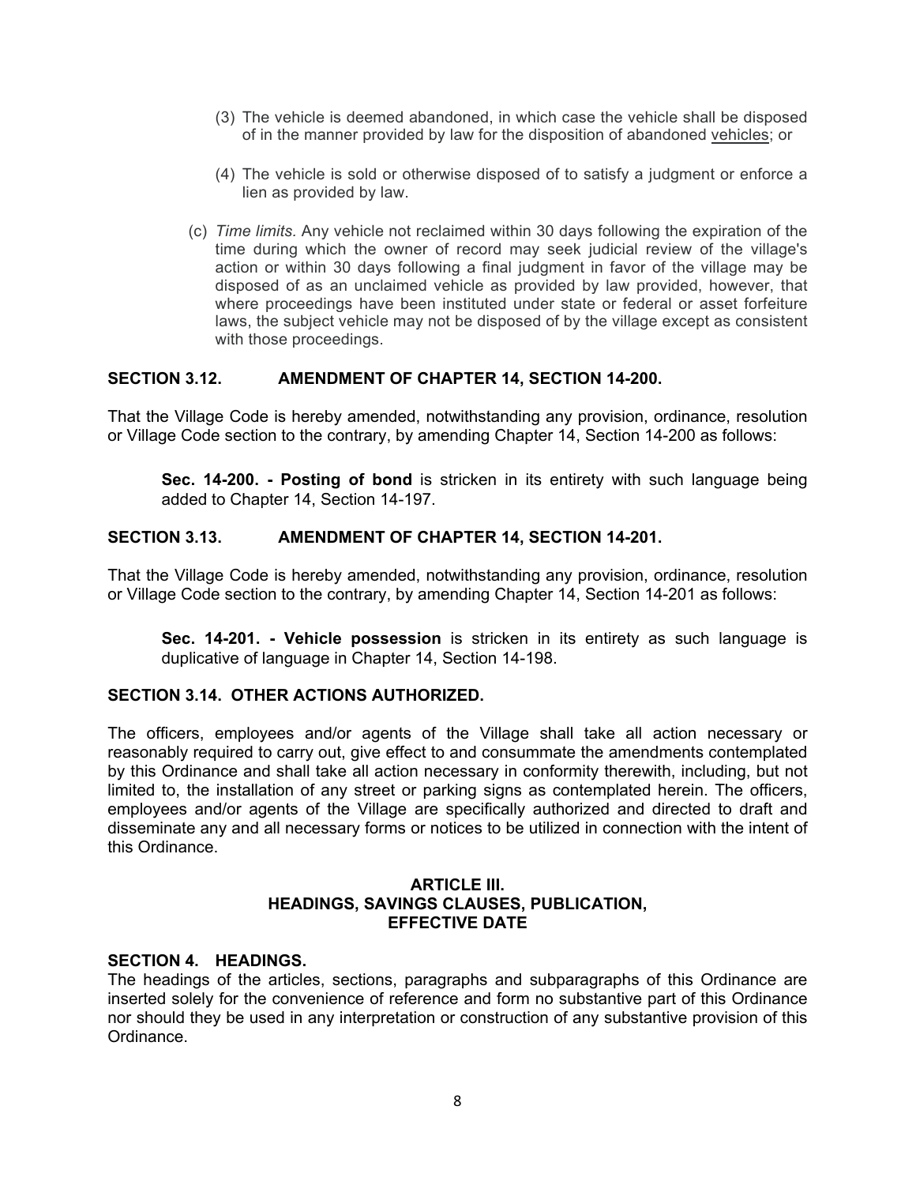(3) The vehicle is deemed abandoned, in which case the vehicle shall be disposed of in the manner provided by law for the disposition of abandoned vehicles; or

(4) The vehicle is sold or otherwise disposed of to satisfy a judgment or enforce a lien as provided by law.

(c) *Time limits.* Any vehicle not reclaimed within 30 days following the expiration of the time during which the owner of record may seek judicial review of the village's action or within 30 days following a final judgment in favor of the village may be disposed of as an unclaimed vehicle as provided by law provided, however, that where proceedings have been instituted under state or federal or asset forfeiture laws, the subject vehicle may not be disposed of by the village except as consistent with those proceedings.

**SECTION 3.12. AMENDMENT OF CHAPTER 14, SECTION 14-200.**

That the Village Code is hereby amended, notwithstanding any provision, ordinance, resolution or Village Code section to the contrary, by amending Chapter 14, Section 14-200 as follows:

> **Sec. 14-200. - Posting of bond** is stricken in its entirety with such language being added to Chapter 14, Section 14-197.

**SECTION 3.13. AMENDMENT OF CHAPTER 14, SECTION 14-201.**

That the Village Code is hereby amended, notwithstanding any provision, ordinance, resolution or Village Code section to the contrary, by amending Chapter 14, Section 14-201 as follows:

> **Sec. 14-201. - Vehicle possession** is stricken in its entirety as such language is duplicative of language in Chapter 14, Section 14-198.

**SECTION 3.14. OTHER ACTIONS AUTHORIZED.**

The officers, employees and/or agents of the Village shall take all action necessary or reasonably required to carry out, give effect to and consummate the amendments contemplated by this Ordinance and shall take all action necessary in conformity therewith, including, but not limited to, the installation of any street or parking signs as contemplated herein. The officers, employees and/or agents of the Village are specifically authorized and directed to draft and disseminate any and all necessary forms or notices to be utilized in connection with the intent of this Ordinance.

## ARTICLE III.
## HEADINGS, SAVINGS CLAUSES, PUBLICATION, EFFECTIVE DATE

**SECTION 4. HEADINGS.**

The headings of the articles, sections, paragraphs and subparagraphs of this Ordinance are inserted solely for the convenience of reference and form no substantive part of this Ordinance nor should they be used in any interpretation or construction of any substantive provision of this Ordinance.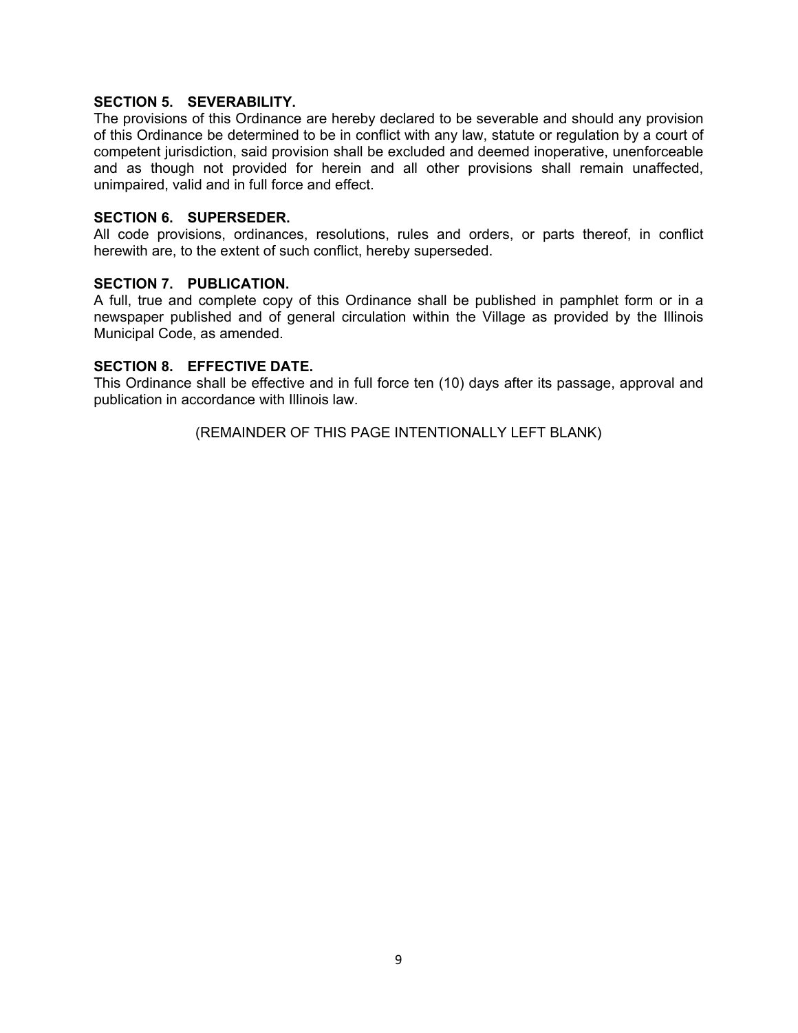**SECTION 5. SEVERABILITY.**
The provisions of this Ordinance are hereby declared to be severable and should any provision of this Ordinance be determined to be in conflict with any law, statute or regulation by a court of competent jurisdiction, said provision shall be excluded and deemed inoperative, unenforceable and as though not provided for herein and all other provisions shall remain unaffected, unimpaired, valid and in full force and effect.

**SECTION 6. SUPERSEDER.**
All code provisions, ordinances, resolutions, rules and orders, or parts thereof, in conflict herewith are, to the extent of such conflict, hereby superseded.

**SECTION 7. PUBLICATION.**
A full, true and complete copy of this Ordinance shall be published in pamphlet form or in a newspaper published and of general circulation within the Village as provided by the Illinois Municipal Code, as amended.

**SECTION 8. EFFECTIVE DATE.**
This Ordinance shall be effective and in full force ten (10) days after its passage, approval and publication in accordance with Illinois law.

(REMAINDER OF THIS PAGE INTENTIONALLY LEFT BLANK)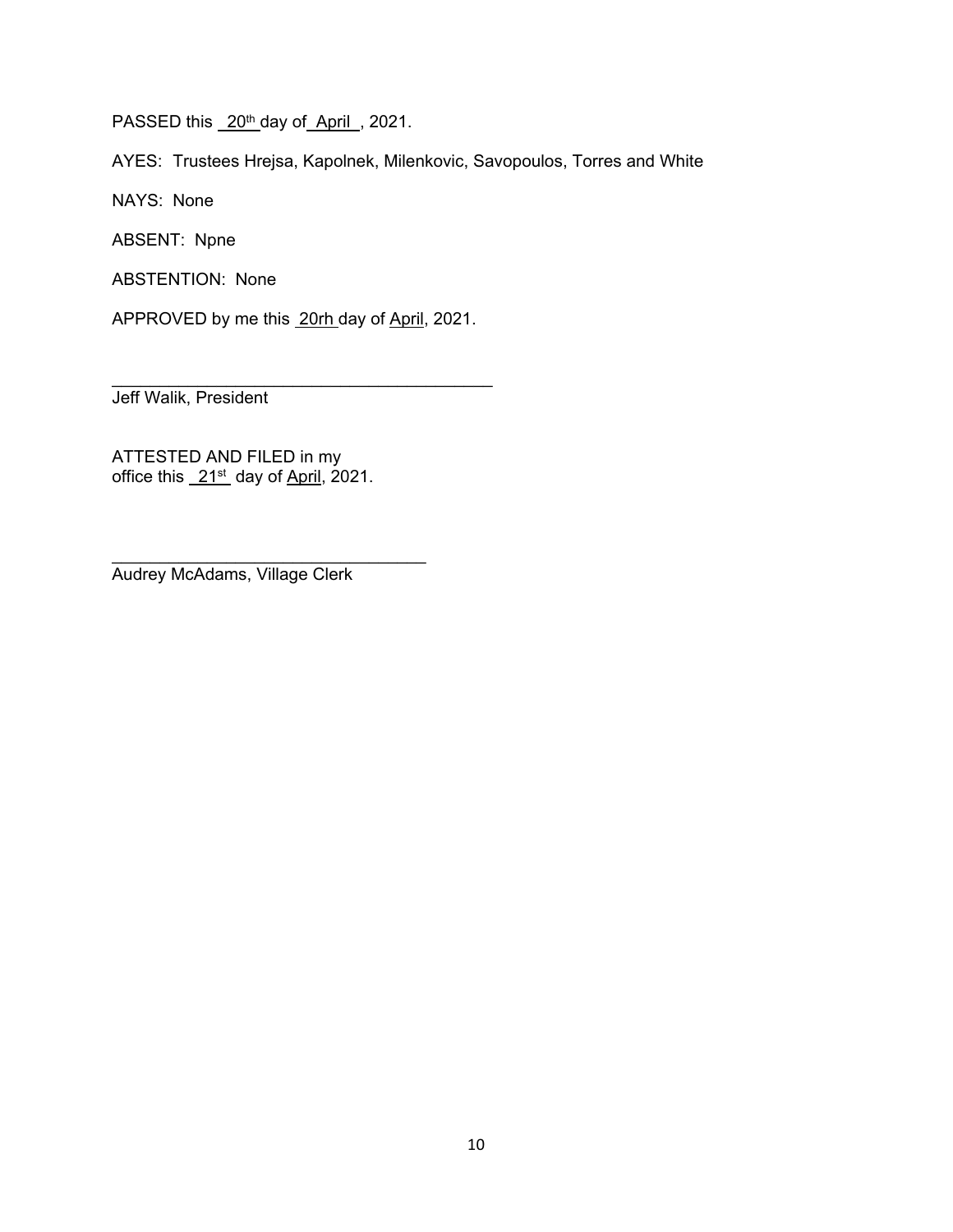PASSED this 20th day of April, 2021.

AYES: Trustees Hrejsa, Kapolnek, Milenkovic, Savopoulos, Torres and White

NAYS: None

ABSENT: Npne

ABSTENTION: None

APPROVED by me this 20rh day of April, 2021.

\_\_\_\_\_\_\_\_\_\_\_\_\_\_\_\_\_\_\_\_\_\_\_\_\_\_\_\_\_\_\_\_\_\_\_\_\_\_\_\_\_\_\_\_

Jeff Walik, President

ATTESTED AND FILED in my
office this 21st day of April, 2021.

\_\_\_\_\_\_\_\_\_\_\_\_\_\_\_\_\_\_\_\_\_\_\_\_\_\_\_\_\_\_\_\_\_\_\_\_

Audrey McAdams, Village Clerk